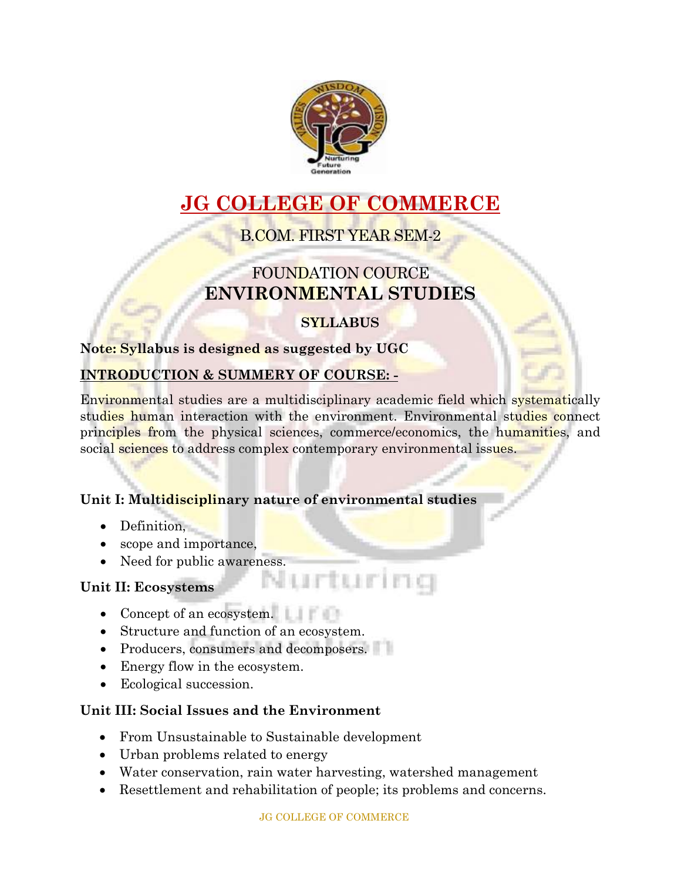# JG COLLEGE OF COMMERCE

## B.COM. FIRST YEAR SEM-2

FOUNDATION COURCE

## ENVIRONMENTAL STUDIES

### SYLLABUS

**Note: Syllabus is designed as suggested by UGC**

**INTRODUCTION & SUMMERY OF COURSE: -**

Environmental studies are a multidisciplinary academic field which systematically studies human interaction with the environment. Environmental studies connect principles from the physical sciences, commerce/economics, the humanities, and social sciences to address complex contemporary environmental issues.

**Unit I: Multidisciplinary nature of environmental studies**

- Definition,
- scope and importance,
- Need for public awareness.

**Unit II: Ecosystems**

- Concept of an ecosystem.
- Structure and function of an ecosystem.
- Producers, consumers and decomposers.
- Energy flow in the ecosystem.
- Ecological succession.

**Unit III: Social Issues and the Environment**

- From Unsustainable to Sustainable development
- Urban problems related to energy
- Water conservation, rain water harvesting, watershed management
- Resettlement and rehabilitation of people; its problems and concerns.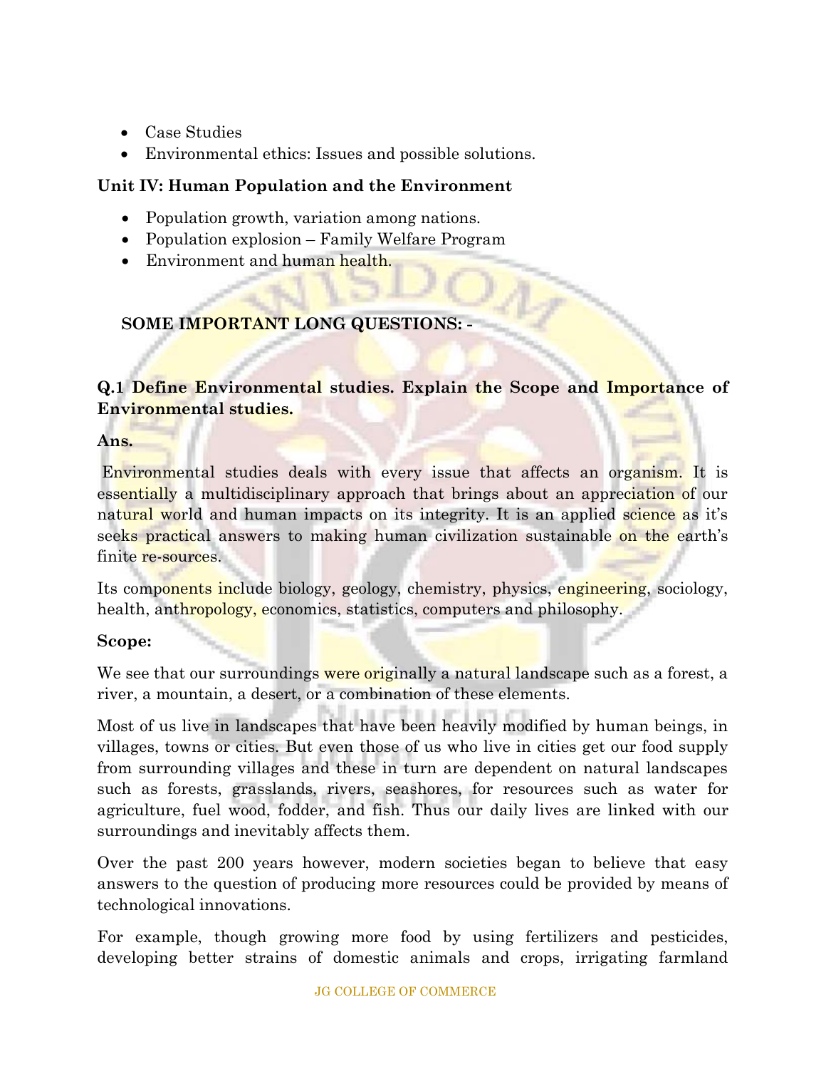- Case Studies
- Environmental ethics: Issues and possible solutions.

**Unit IV: Human Population and the Environment**

- Population growth, variation among nations.
- Population explosion – Family Welfare Program
- Environment and human health.

**SOME IMPORTANT LONG QUESTIONS: -**

**Q.1 Define Environmental studies. Explain the Scope and Importance of Environmental studies.**

**Ans.**

Environmental studies deals with every issue that affects an organism. It is essentially a multidisciplinary approach that brings about an appreciation of our natural world and human impacts on its integrity. It is an applied science as it's seeks practical answers to making human civilization sustainable on the earth's finite re-sources.

Its components include biology, geology, chemistry, physics, engineering, sociology, health, anthropology, economics, statistics, computers and philosophy.

**Scope:**

We see that our surroundings were originally a natural landscape such as a forest, a river, a mountain, a desert, or a combination of these elements.

Most of us live in landscapes that have been heavily modified by human beings, in villages, towns or cities. But even those of us who live in cities get our food supply from surrounding villages and these in turn are dependent on natural landscapes such as forests, grasslands, rivers, seashores, for resources such as water for agriculture, fuel wood, fodder, and fish. Thus our daily lives are linked with our surroundings and inevitably affects them.

Over the past 200 years however, modern societies began to believe that easy answers to the question of producing more resources could be provided by means of technological innovations.

For example, though growing more food by using fertilizers and pesticides, developing better strains of domestic animals and crops, irrigating farmland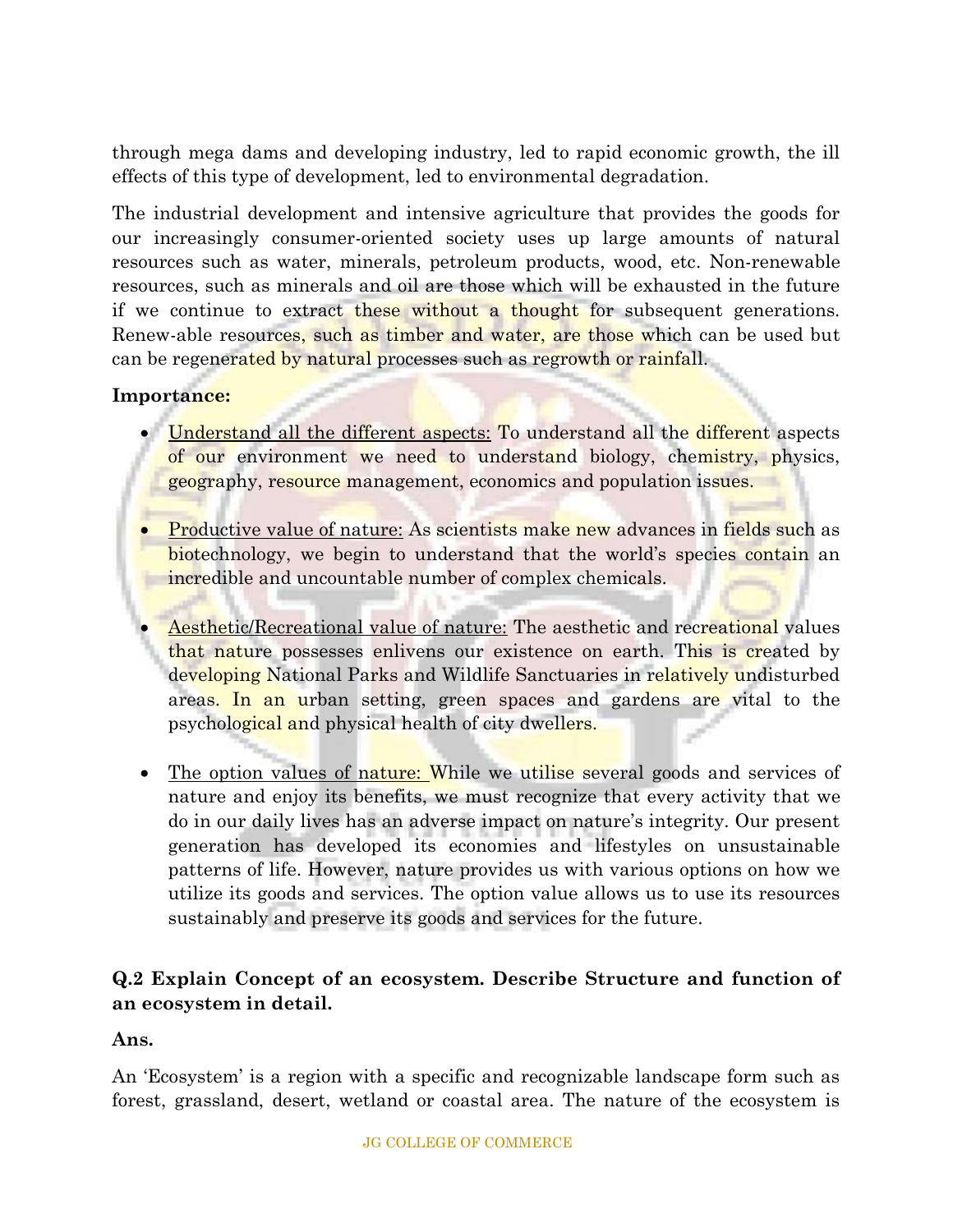through mega dams and developing industry, led to rapid economic growth, the ill effects of this type of development, led to environmental degradation.

The industrial development and intensive agriculture that provides the goods for our increasingly consumer-oriented society uses up large amounts of natural resources such as water, minerals, petroleum products, wood, etc. Non-renewable resources, such as minerals and oil are those which will be exhausted in the future if we continue to extract these without a thought for subsequent generations. Renew-able resources, such as timber and water, are those which can be used but can be regenerated by natural processes such as regrowth or rainfall.

**Importance:**

- Understand all the different aspects: To understand all the different aspects of our environment we need to understand biology, chemistry, physics, geography, resource management, economics and population issues.

- Productive value of nature: As scientists make new advances in fields such as biotechnology, we begin to understand that the world's species contain an incredible and uncountable number of complex chemicals.

- Aesthetic/Recreational value of nature: The aesthetic and recreational values that nature possesses enlivens our existence on earth. This is created by developing National Parks and Wildlife Sanctuaries in relatively undisturbed areas. In an urban setting, green spaces and gardens are vital to the psychological and physical health of city dwellers.

- The option values of nature: While we utilise several goods and services of nature and enjoy its benefits, we must recognize that every activity that we do in our daily lives has an adverse impact on nature's integrity. Our present generation has developed its economies and lifestyles on unsustainable patterns of life. However, nature provides us with various options on how we utilize its goods and services. The option value allows us to use its resources sustainably and preserve its goods and services for the future.

**Q.2 Explain Concept of an ecosystem. Describe Structure and function of an ecosystem in detail.**

**Ans.**

An 'Ecosystem' is a region with a specific and recognizable landscape form such as forest, grassland, desert, wetland or coastal area. The nature of the ecosystem is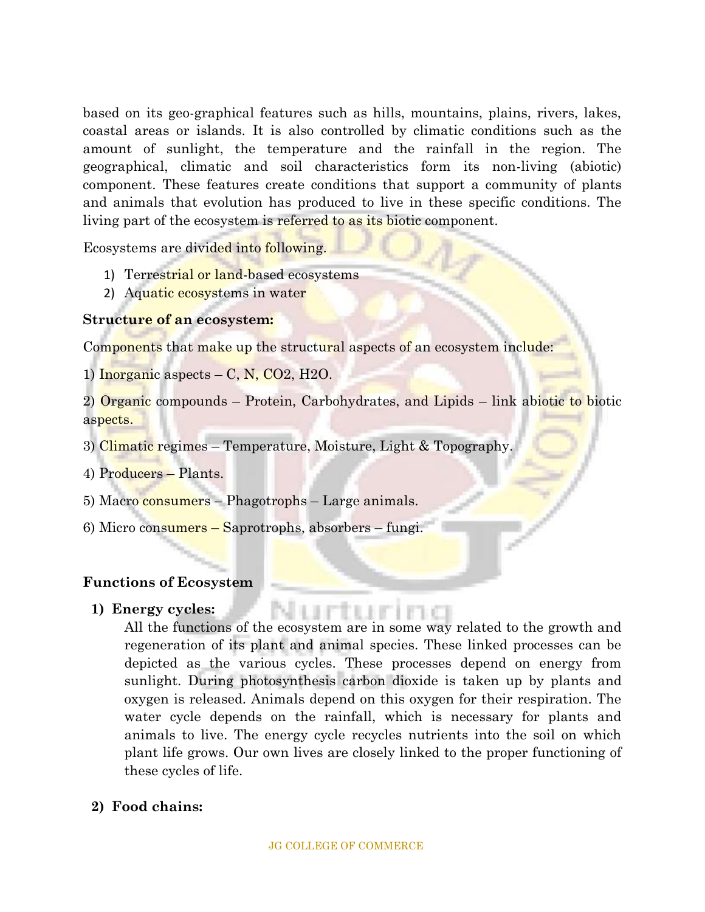based on its geo-graphical features such as hills, mountains, plains, rivers, lakes, coastal areas or islands. It is also controlled by climatic conditions such as the amount of sunlight, the temperature and the rainfall in the region. The geographical, climatic and soil characteristics form its non-living (abiotic) component. These features create conditions that support a community of plants and animals that evolution has produced to live in these specific conditions. The living part of the ecosystem is referred to as its biotic component.

Ecosystems are divided into following.

1) Terrestrial or land-based ecosystems
2) Aquatic ecosystems in water

**Structure of an ecosystem:**

Components that make up the structural aspects of an ecosystem include:

1) Inorganic aspects – C, N, $CO_2$, $H_2O$.

2) Organic compounds – Protein, Carbohydrates, and Lipids – link abiotic to biotic aspects.

3) Climatic regimes – Temperature, Moisture, Light & Topography.

4) Producers – Plants.

5) Macro consumers – Phagotrophs – Large animals.

6) Micro consumers – Saprotrophs, absorbers – fungi.

**Functions of Ecosystem**

1) **Energy cycles:**

   All the functions of the ecosystem are in some way related to the growth and regeneration of its plant and animal species. These linked processes can be depicted as the various cycles. These processes depend on energy from sunlight. During photosynthesis carbon dioxide is taken up by plants and oxygen is released. Animals depend on this oxygen for their respiration. The water cycle depends on the rainfall, which is necessary for plants and animals to live. The energy cycle recycles nutrients into the soil on which plant life grows. Our own lives are closely linked to the proper functioning of these cycles of life.

2) **Food chains:**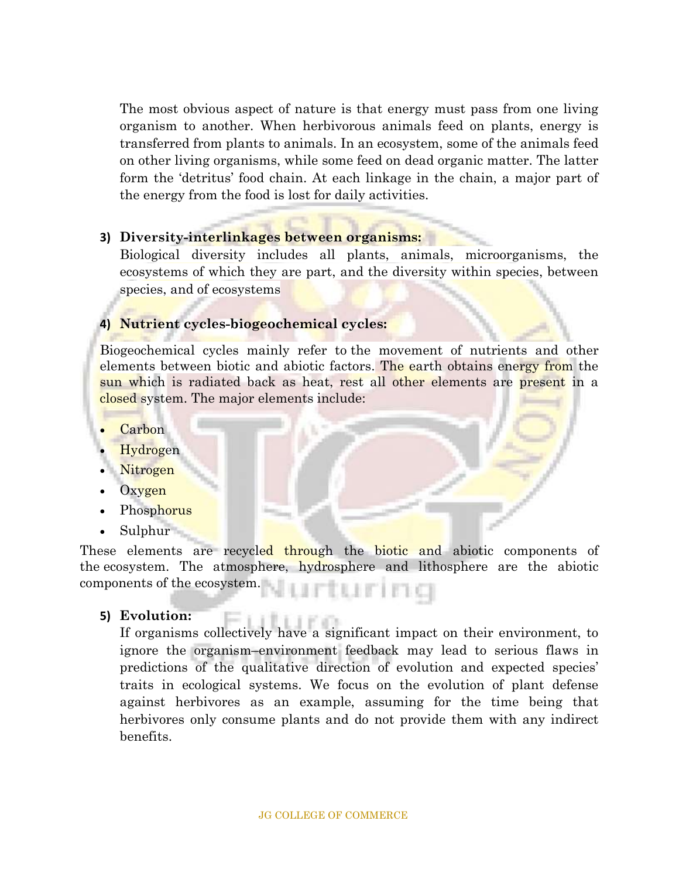The most obvious aspect of nature is that energy must pass from one living organism to another. When herbivorous animals feed on plants, energy is transferred from plants to animals. In an ecosystem, some of the animals feed on other living organisms, while some feed on dead organic matter. The latter form the 'detritus' food chain. At each linkage in the chain, a major part of the energy from the food is lost for daily activities.

3) **Diversity-interlinkages between organisms:**

Biological diversity includes all plants, animals, microorganisms, the ecosystems of which they are part, and the diversity within species, between species, and of ecosystems

4) **Nutrient cycles-biogeochemical cycles:**

Biogeochemical cycles mainly refer to the movement of nutrients and other elements between biotic and abiotic factors. The earth obtains energy from the sun which is radiated back as heat, rest all other elements are present in a closed system. The major elements include:

- Carbon
- Hydrogen
- Nitrogen
- Oxygen
- Phosphorus
- Sulphur

These elements are recycled through the biotic and abiotic components of the ecosystem. The atmosphere, hydrosphere and lithosphere are the abiotic components of the ecosystem.

5) **Evolution:**

If organisms collectively have a significant impact on their environment, to ignore the organism–environment feedback may lead to serious flaws in predictions of the qualitative direction of evolution and expected species' traits in ecological systems. We focus on the evolution of plant defense against herbivores as an example, assuming for the time being that herbivores only consume plants and do not provide them with any indirect benefits.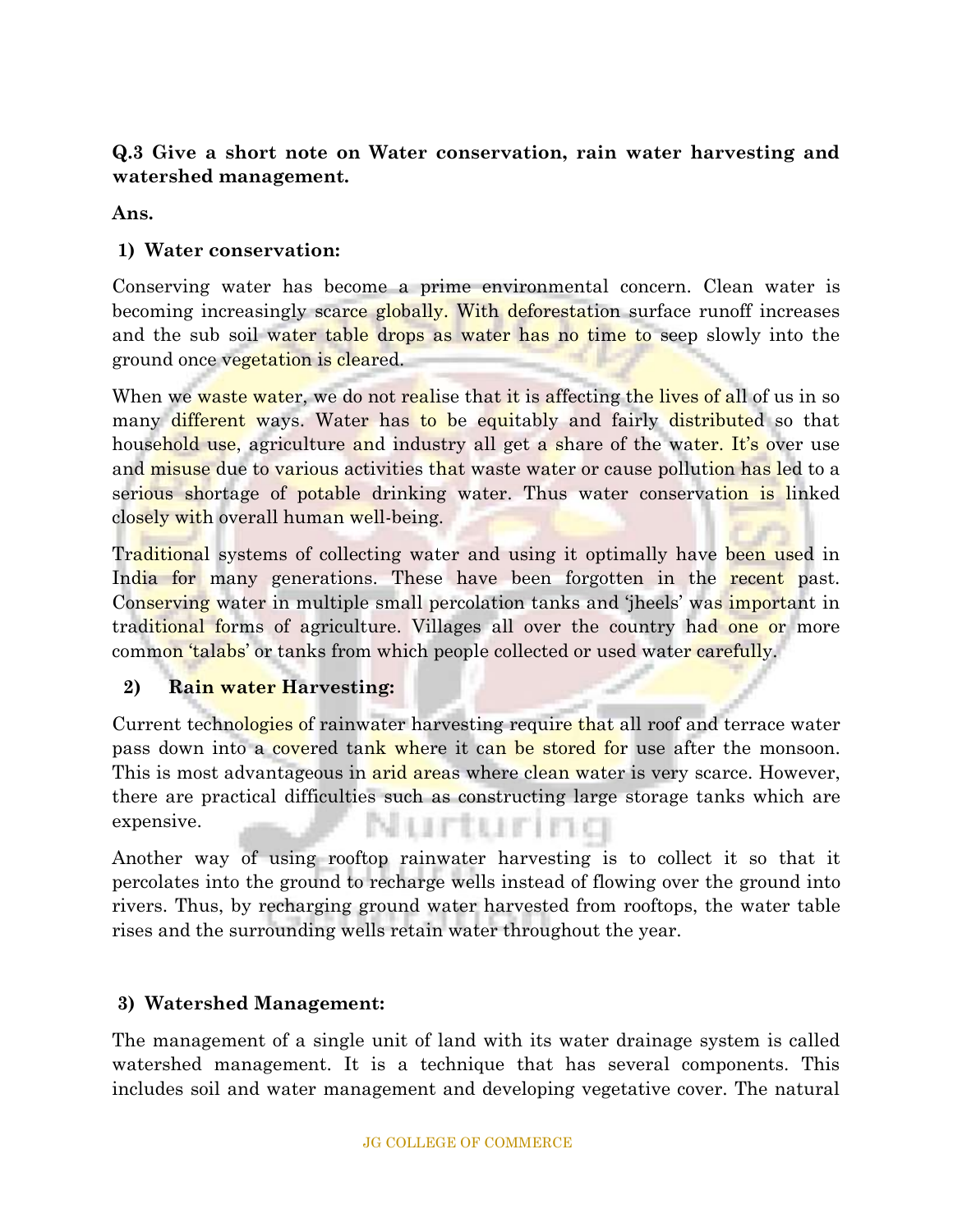**Q.3 Give a short note on Water conservation, rain water harvesting and watershed management.**

**Ans.**

**1) Water conservation:**

Conserving water has become a prime environmental concern. Clean water is becoming increasingly scarce globally. With deforestation surface runoff increases and the sub soil water table drops as water has no time to seep slowly into the ground once vegetation is cleared.

When we waste water, we do not realise that it is affecting the lives of all of us in so many different ways. Water has to be equitably and fairly distributed so that household use, agriculture and industry all get a share of the water. It's over use and misuse due to various activities that waste water or cause pollution has led to a serious shortage of potable drinking water. Thus water conservation is linked closely with overall human well-being.

Traditional systems of collecting water and using it optimally have been used in India for many generations. These have been forgotten in the recent past. Conserving water in multiple small percolation tanks and 'jheels' was important in traditional forms of agriculture. Villages all over the country had one or more common 'talabs' or tanks from which people collected or used water carefully.

**2) Rain water Harvesting:**

Current technologies of rainwater harvesting require that all roof and terrace water pass down into a covered tank where it can be stored for use after the monsoon. This is most advantageous in arid areas where clean water is very scarce. However, there are practical difficulties such as constructing large storage tanks which are expensive.

Another way of using rooftop rainwater harvesting is to collect it so that it percolates into the ground to recharge wells instead of flowing over the ground into rivers. Thus, by recharging ground water harvested from rooftops, the water table rises and the surrounding wells retain water throughout the year.

**3) Watershed Management:**

The management of a single unit of land with its water drainage system is called watershed management. It is a technique that has several components. This includes soil and water management and developing vegetative cover. The natural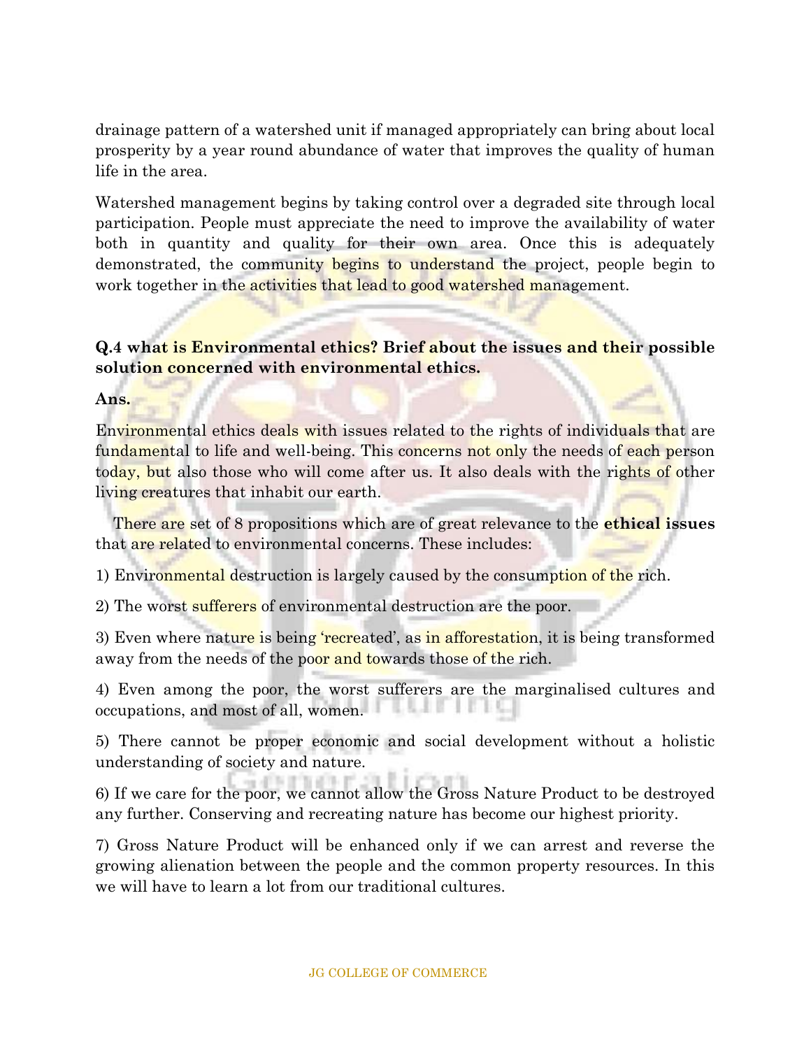drainage pattern of a watershed unit if managed appropriately can bring about local prosperity by a year round abundance of water that improves the quality of human life in the area.

Watershed management begins by taking control over a degraded site through local participation. People must appreciate the need to improve the availability of water both in quantity and quality for their own area. Once this is adequately demonstrated, the community begins to understand the project, people begin to work together in the activities that lead to good watershed management.

**Q.4 what is Environmental ethics? Brief about the issues and their possible solution concerned with environmental ethics.**

**Ans.**

Environmental ethics deals with issues related to the rights of individuals that are fundamental to life and well-being. This concerns not only the needs of each person today, but also those who will come after us. It also deals with the rights of other living creatures that inhabit our earth.

There are set of 8 propositions which are of great relevance to the **ethical issues** that are related to environmental concerns. These includes:

1) Environmental destruction is largely caused by the consumption of the rich.

2) The worst sufferers of environmental destruction are the poor.

3) Even where nature is being 'recreated', as in afforestation, it is being transformed away from the needs of the poor and towards those of the rich.

4) Even among the poor, the worst sufferers are the marginalised cultures and occupations, and most of all, women.

5) There cannot be proper economic and social development without a holistic understanding of society and nature.

6) If we care for the poor, we cannot allow the Gross Nature Product to be destroyed any further. Conserving and recreating nature has become our highest priority.

7) Gross Nature Product will be enhanced only if we can arrest and reverse the growing alienation between the people and the common property resources. In this we will have to learn a lot from our traditional cultures.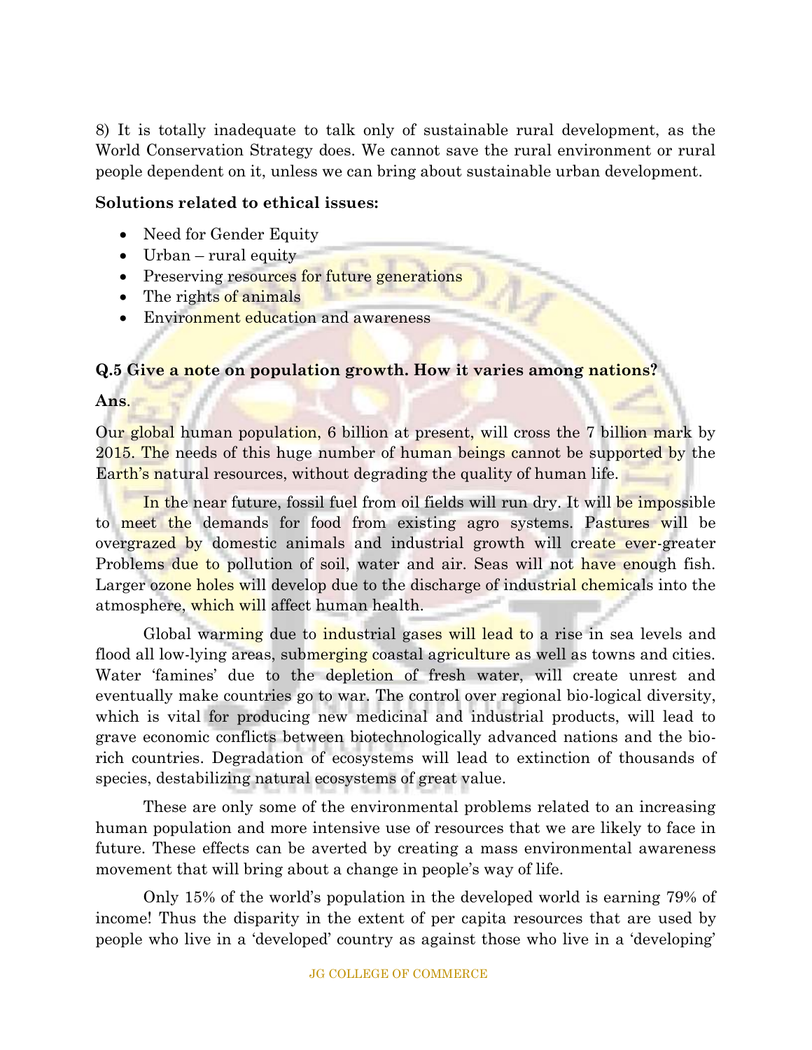8) It is totally inadequate to talk only of sustainable rural development, as the World Conservation Strategy does. We cannot save the rural environment or rural people dependent on it, unless we can bring about sustainable urban development.

**Solutions related to ethical issues:**

- Need for Gender Equity
- Urban – rural equity
- Preserving resources for future generations
- The rights of animals
- Environment education and awareness

**Q.5 Give a note on population growth. How it varies among nations?**

**Ans**.

Our global human population, 6 billion at present, will cross the 7 billion mark by 2015. The needs of this huge number of human beings cannot be supported by the Earth's natural resources, without degrading the quality of human life.

In the near future, fossil fuel from oil fields will run dry. It will be impossible to meet the demands for food from existing agro systems. Pastures will be overgrazed by domestic animals and industrial growth will create ever-greater Problems due to pollution of soil, water and air. Seas will not have enough fish. Larger ozone holes will develop due to the discharge of industrial chemicals into the atmosphere, which will affect human health.

Global warming due to industrial gases will lead to a rise in sea levels and flood all low-lying areas, submerging coastal agriculture as well as towns and cities. Water 'famines' due to the depletion of fresh water, will create unrest and eventually make countries go to war. The control over regional bio-logical diversity, which is vital for producing new medicinal and industrial products, will lead to grave economic conflicts between biotechnologically advanced nations and the bio-rich countries. Degradation of ecosystems will lead to extinction of thousands of species, destabilizing natural ecosystems of great value.

These are only some of the environmental problems related to an increasing human population and more intensive use of resources that we are likely to face in future. These effects can be averted by creating a mass environmental awareness movement that will bring about a change in people's way of life.

Only 15% of the world's population in the developed world is earning 79% of income! Thus the disparity in the extent of per capita resources that are used by people who live in a 'developed' country as against those who live in a 'developing'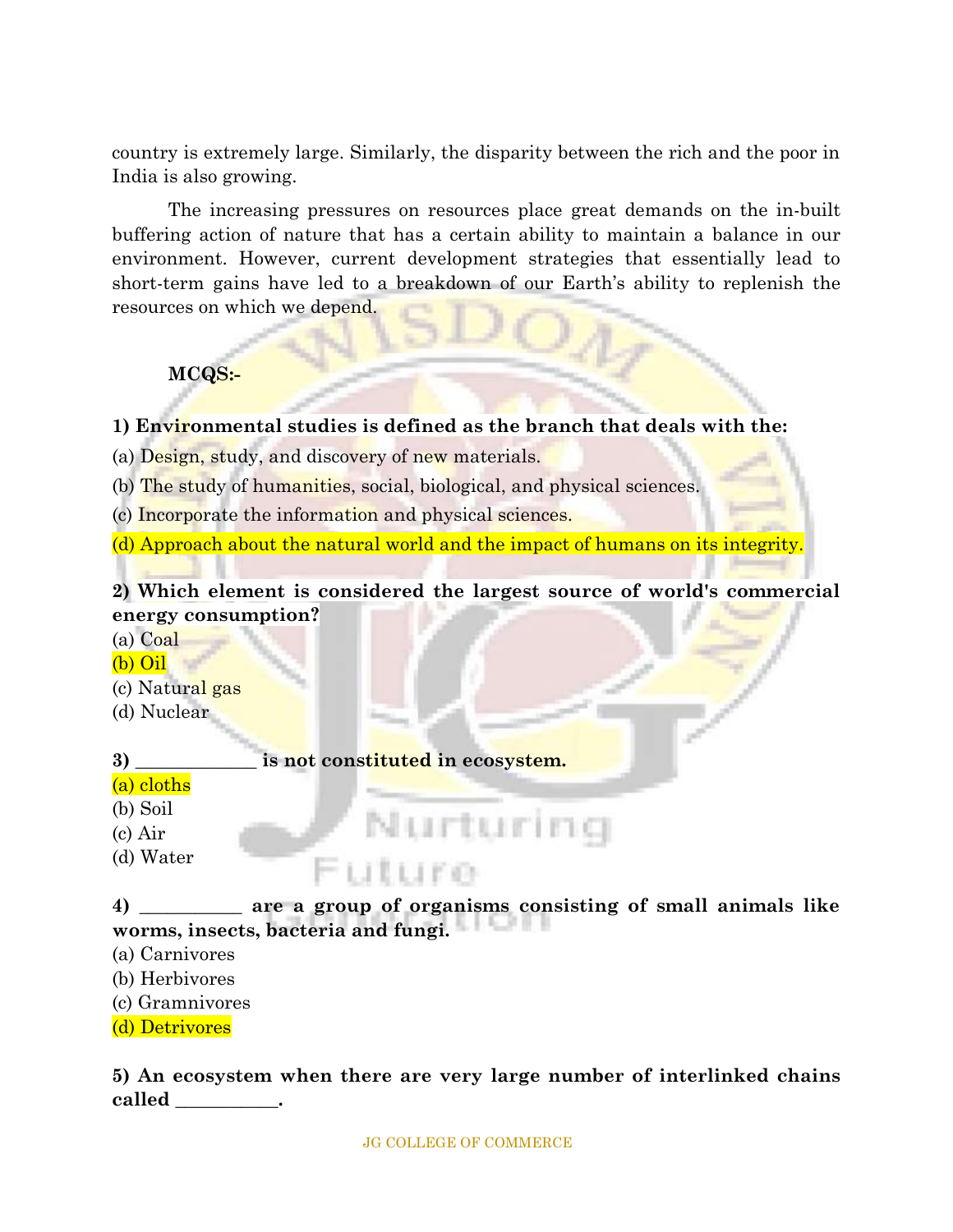country is extremely large. Similarly, the disparity between the rich and the poor in India is also growing.

The increasing pressures on resources place great demands on the in-built buffering action of nature that has a certain ability to maintain a balance in our environment. However, current development strategies that essentially lead to short-term gains have led to a breakdown of our Earth's ability to replenish the resources on which we depend.

**MCQS:-**

**1) Environmental studies is defined as the branch that deals with the:**

(a) Design, study, and discovery of new materials.

(b) The study of humanities, social, biological, and physical sciences.

(c) Incorporate the information and physical sciences.

(d) Approach about the natural world and the impact of humans on its integrity.

**2) Which element is considered the largest source of world's commercial energy consumption?**

(a) Coal
(b) Oil
(c) Natural gas
(d) Nuclear

**3) _____________ is not constituted in ecosystem.**

(a) cloths
(b) Soil
(c) Air
(d) Water

**4) __________ are a group of organisms consisting of small animals like worms, insects, bacteria and fungi.**

(a) Carnivores
(b) Herbivores
(c) Gramnivores
(d) Detrivores

**5) An ecosystem when there are very large number of interlinked chains called ___________.**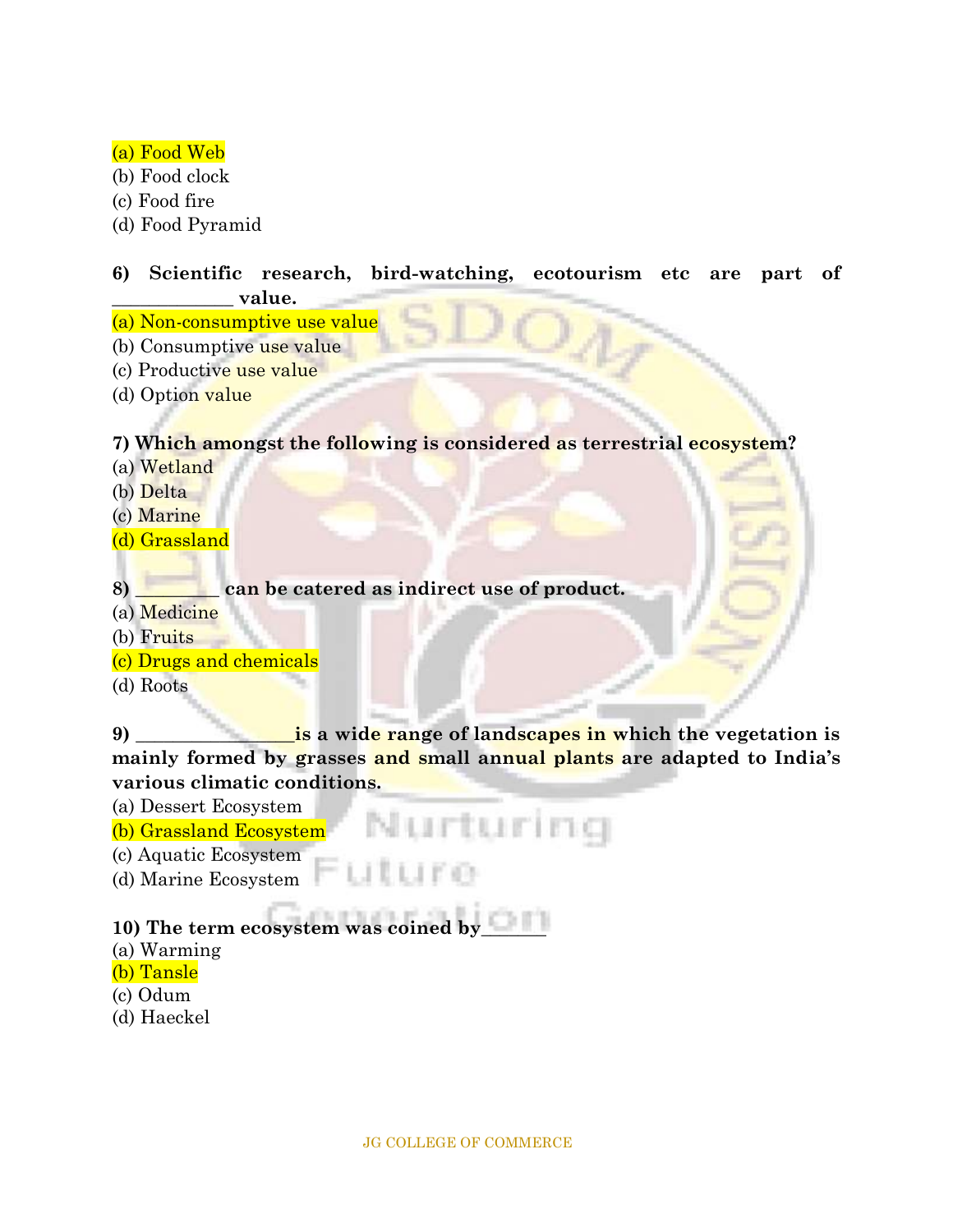(a) Food Web
(b) Food clock
(c) Food fire
(d) Food Pyramid

**6) Scientific research, bird-watching, ecotourism etc are part of _____________ value.**
(a) Non-consumptive use value
(b) Consumptive use value
(c) Productive use value
(d) Option value

**7) Which amongst the following is considered as terrestrial ecosystem?**
(a) Wetland
(b) Delta
(c) Marine
(d) Grassland

**8) _________ can be catered as indirect use of product.**
(a) Medicine
(b) Fruits
(c) Drugs and chemicals
(d) Roots

**9) ________________is a wide range of landscapes in which the vegetation is mainly formed by grasses and small annual plants are adapted to India's various climatic conditions.**
(a) Dessert Ecosystem
(b) Grassland Ecosystem
(c) Aquatic Ecosystem
(d) Marine Ecosystem

**10) The term ecosystem was coined by_______**
(a) Warming
(b) Tansle
(c) Odum
(d) Haeckel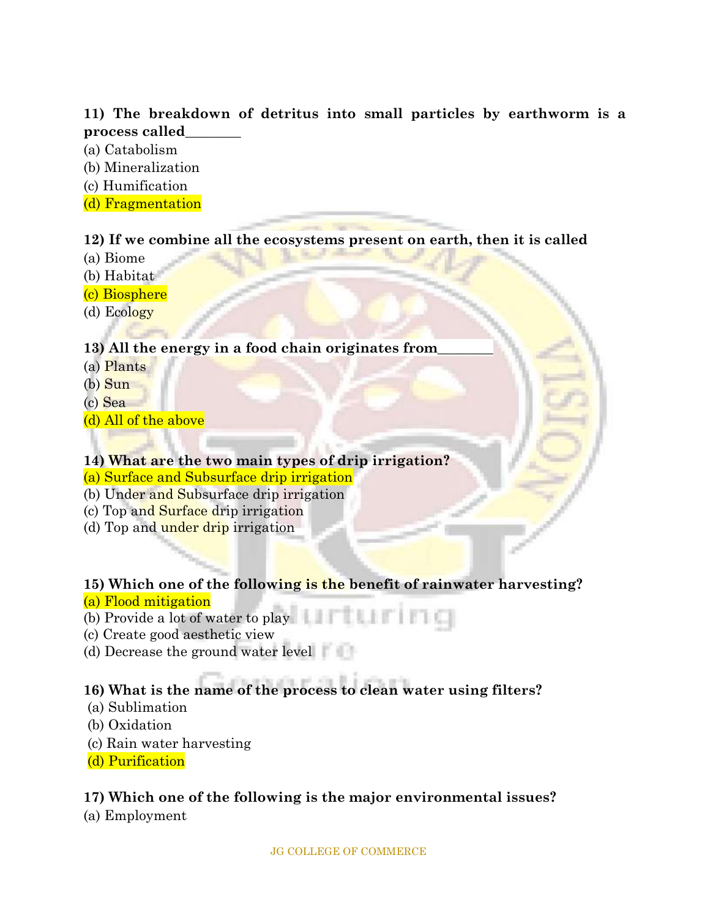**11) The breakdown of detritus into small particles by earthworm is a process called________**

(a) Catabolism
(b) Mineralization
(c) Humification
(d) Fragmentation

**12) If we combine all the ecosystems present on earth, then it is called**

(a) Biome
(b) Habitat
(c) Biosphere
(d) Ecology

**13) All the energy in a food chain originates from________**

(a) Plants
(b) Sun
(c) Sea
(d) All of the above

**14) What are the two main types of drip irrigation?**

(a) Surface and Subsurface drip irrigation
(b) Under and Subsurface drip irrigation
(c) Top and Surface drip irrigation
(d) Top and under drip irrigation

**15) Which one of the following is the benefit of rainwater harvesting?**

(a) Flood mitigation
(b) Provide a lot of water to play
(c) Create good aesthetic view
(d) Decrease the ground water level

**16) What is the name of the process to clean water using filters?**

(a) Sublimation
(b) Oxidation
(c) Rain water harvesting
(d) Purification

**17) Which one of the following is the major environmental issues?**

(a) Employment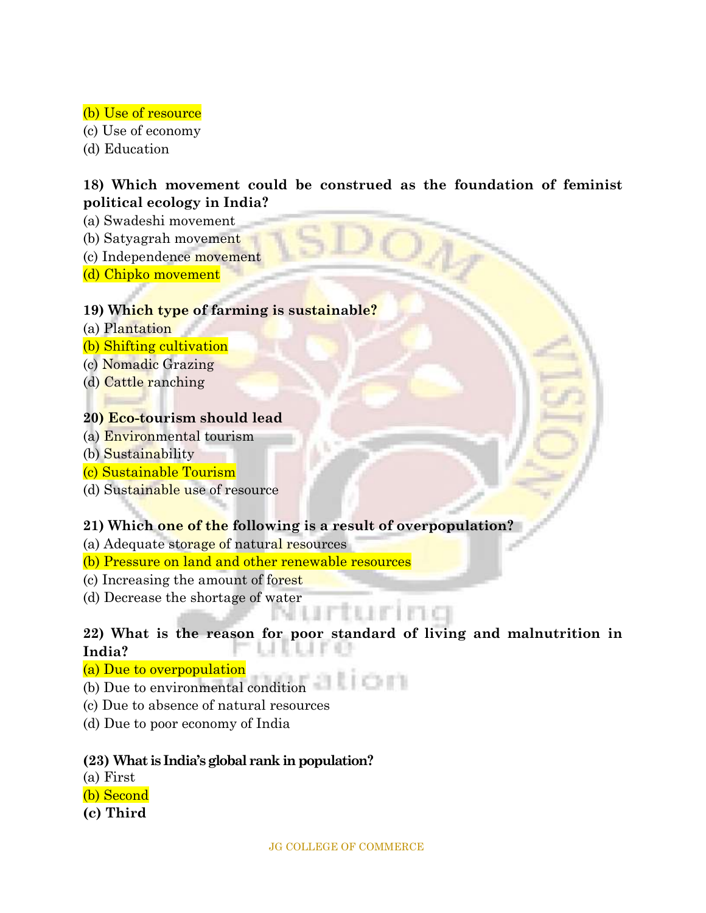(b) Use of resource
(c) Use of economy
(d) Education

**18) Which movement could be construed as the foundation of feminist political ecology in India?**
(a) Swadeshi movement
(b) Satyagrah movement
(c) Independence movement
(d) Chipko movement

**19) Which type of farming is sustainable?**
(a) Plantation
(b) Shifting cultivation
(c) Nomadic Grazing
(d) Cattle ranching

**20) Eco-tourism should lead**
(a) Environmental tourism
(b) Sustainability
(c) Sustainable Tourism
(d) Sustainable use of resource

**21) Which one of the following is a result of overpopulation?**
(a) Adequate storage of natural resources
(b) Pressure on land and other renewable resources
(c) Increasing the amount of forest
(d) Decrease the shortage of water

**22) What is the reason for poor standard of living and malnutrition in India?**
(a) Due to overpopulation
(b) Due to environmental condition
(c) Due to absence of natural resources
(d) Due to poor economy of India

**(23) What is India's global rank in population?**
(a) First
(b) Second
**(c) Third**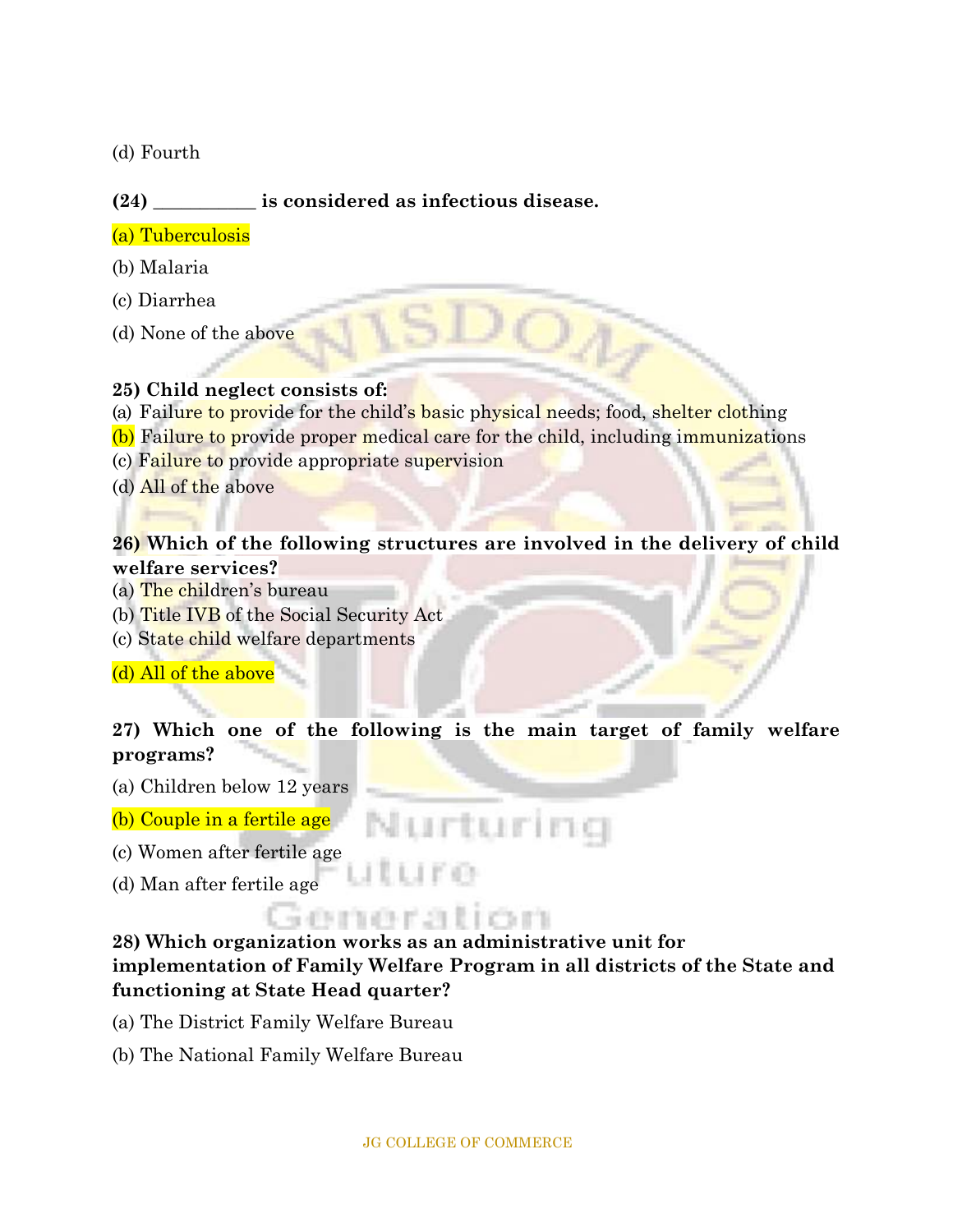(d) Fourth

**(24) ___________ is considered as infectious disease.**

(a) Tuberculosis

(b) Malaria

(c) Diarrhea

(d) None of the above

**25) Child neglect consists of:**

(a) Failure to provide for the child's basic physical needs; food, shelter clothing
(b) Failure to provide proper medical care for the child, including immunizations
(c) Failure to provide appropriate supervision
(d) All of the above

**26) Which of the following structures are involved in the delivery of child welfare services?**

(a) The children's bureau
(b) Title IVB of the Social Security Act
(c) State child welfare departments

(d) All of the above

**27) Which one of the following is the main target of family welfare programs?**

(a) Children below 12 years

(b) Couple in a fertile age

(c) Women after fertile age

(d) Man after fertile age

**28) Which organization works as an administrative unit for implementation of Family Welfare Program in all districts of the State and functioning at State Head quarter?**

(a) The District Family Welfare Bureau

(b) The National Family Welfare Bureau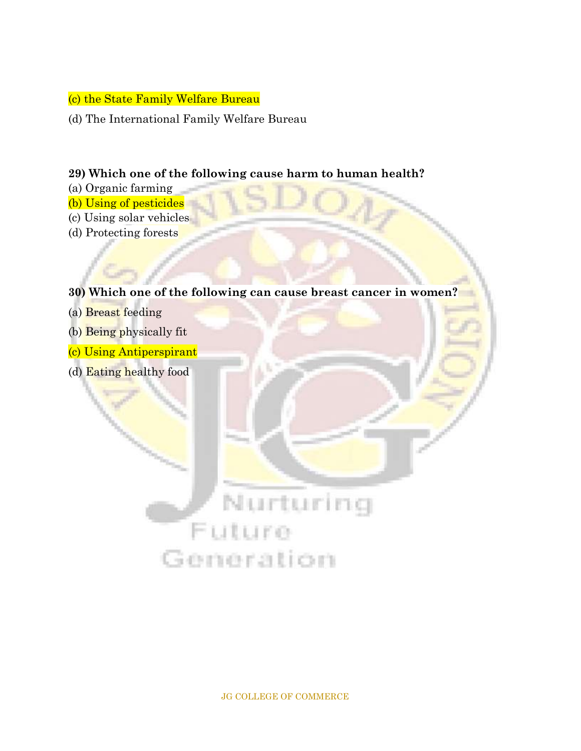(c) the State Family Welfare Bureau

(d) The International Family Welfare Bureau

**29) Which one of the following cause harm to human health?**

(a) Organic farming
(b) Using of pesticides
(c) Using solar vehicles
(d) Protecting forests

**30) Which one of the following can cause breast cancer in women?**

(a) Breast feeding

(b) Being physically fit

(c) Using Antiperspirant

(d) Eating healthy food